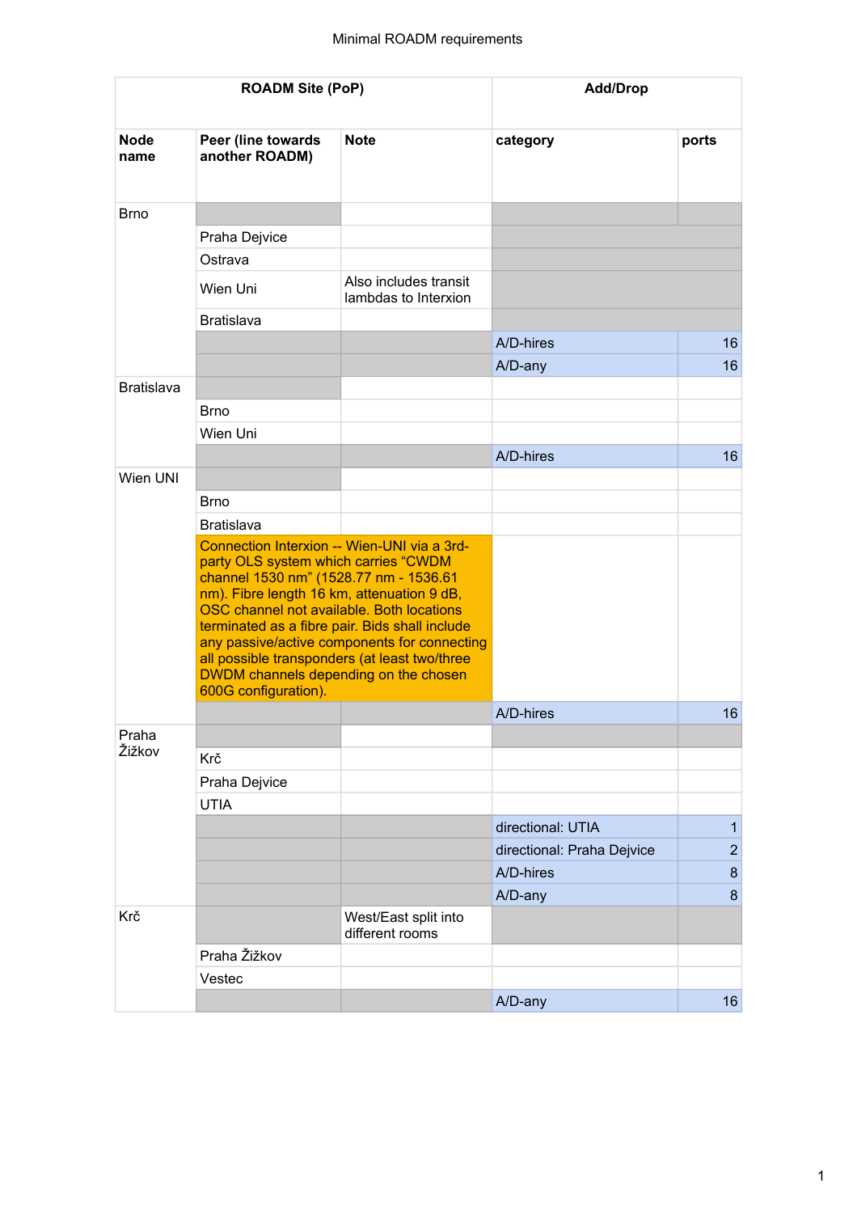Minimal ROADM requirements

| ROADM Site (PoP) | | | Add/Drop | |
|---|---|---|---|---|
| **Node name** | **Peer (line towards another ROADM)** | **Note** | **category** | **ports** |
| Brno | | | | |
| | Praha Dejvice | | | |
| | Ostrava | | | |
| | Wien Uni | Also includes transit lambdas to Interxion | | |
| | Bratislava | | | |
| | | | A/D-hires | 16 |
| | | | A/D-any | 16 |
| Bratislava | | | | |
| | Brno | | | |
| | Wien Uni | | | |
| | | | A/D-hires | 16 |
| Wien UNI | | | | |
| | Brno | | | |
| | Bratislava | | | |
| | Connection Interxion -- Wien-UNI via a 3rd-party OLS system which carries “CWDM channel 1530 nm” (1528.77 nm - 1536.61 nm). Fibre length 16 km, attenuation 9 dB, OSC channel not available. Both locations terminated as a fibre pair. Bids shall include any passive/active components for connecting all possible transponders (at least two/three DWDM channels depending on the chosen 600G configuration). | | | |
| | | | A/D-hires | 16 |
| Praha Žižkov | | | | |
| | Krč | | | |
| | Praha Dejvice | | | |
| | UTIA | | | |
| | | | directional: UTIA | 1 |
| | | | directional: Praha Dejvice | 2 |
| | | | A/D-hires | 8 |
| | | | A/D-any | 8 |
| Krč | | West/East split into different rooms | | |
| | Praha Žižkov | | | |
| | Vestec | | | |
| | | | A/D-any | 16 |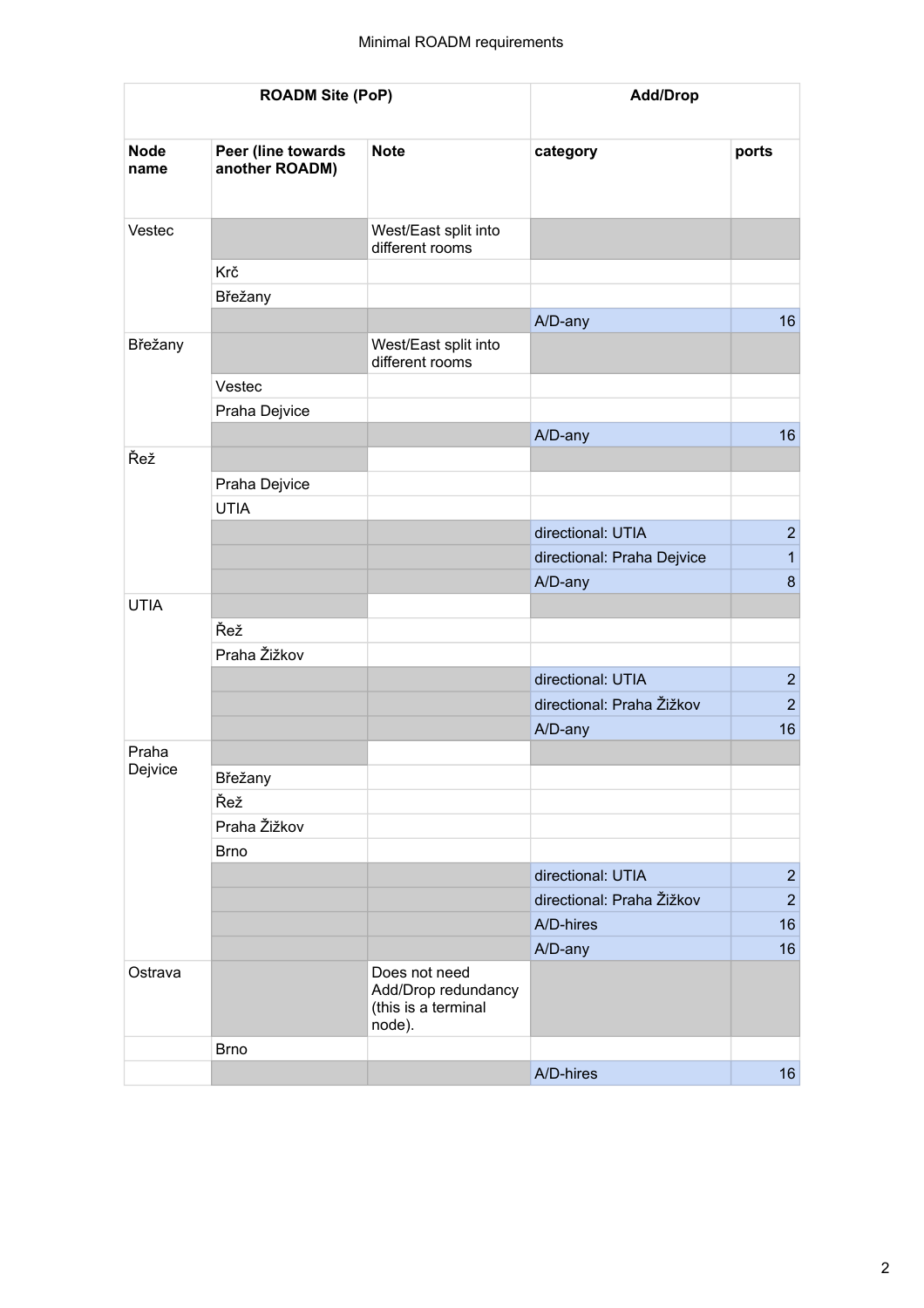Minimal ROADM requirements

| ROADM Site (PoP) | | | Add/Drop | |
|---|---|---|---|---|
| **Node name** | **Peer (line towards another ROADM)** | **Note** | **category** | **ports** |
| Vestec | | West/East split into different rooms | | |
| | Krč | | | |
| | Břežany | | | |
| | | | A/D-any | 16 |
| Břežany | | West/East split into different rooms | | |
| | Vestec | | | |
| | Praha Dejvice | | | |
| | | | A/D-any | 16 |
| Řež | | | | |
| | Praha Dejvice | | | |
| | UTIA | | | |
| | | | directional: UTIA | 2 |
| | | | directional: Praha Dejvice | 1 |
| | | | A/D-any | 8 |
| UTIA | | | | |
| | Řež | | | |
| | Praha Žižkov | | | |
| | | | directional: UTIA | 2 |
| | | | directional: Praha Žižkov | 2 |
| | | | A/D-any | 16 |
| Praha Dejvice | | | | |
| | Břežany | | | |
| | Řež | | | |
| | Praha Žižkov | | | |
| | Brno | | | |
| | | | directional: UTIA | 2 |
| | | | directional: Praha Žižkov | 2 |
| | | | A/D-hires | 16 |
| | | | A/D-any | 16 |
| Ostrava | | Does not need Add/Drop redundancy (this is a terminal node). | | |
| | Brno | | | |
| | | | A/D-hires | 16 |